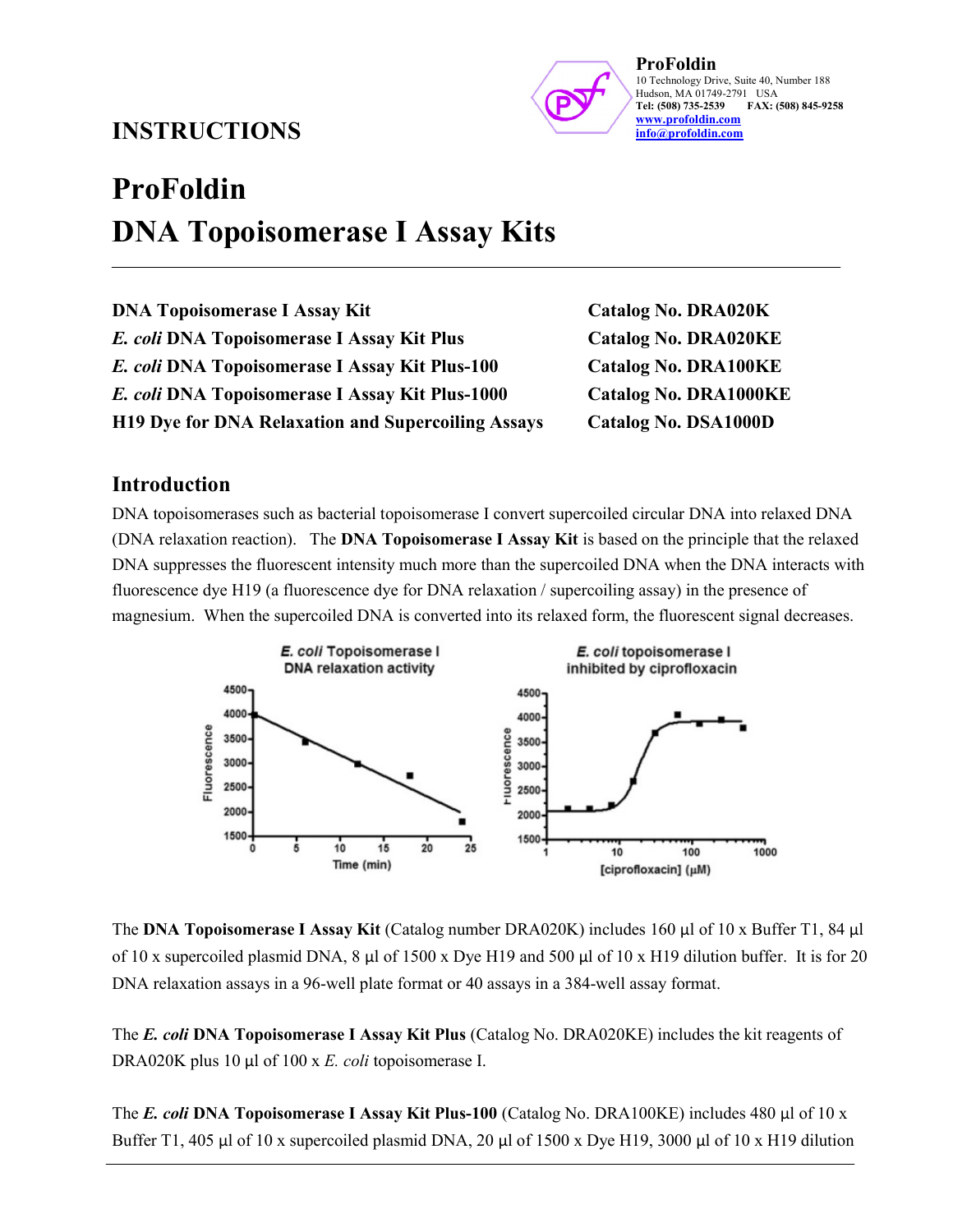**ProFoldin**
10 Technology Drive, Suite 40, Number 188
Hudson, MA 01749-2791 USA
**Tel: (508) 735-2539 FAX: (508) 845-9258**
**www.profoldin.com**
**info@profoldin.com**

## INSTRUCTIONS

# ProFoldin
# DNA Topoisomerase I Assay Kits

| | |
|---|---|
| **DNA Topoisomerase I Assay Kit** | **Catalog No. DRA020K** |
| ***E. coli* DNA Topoisomerase I Assay Kit Plus** | **Catalog No. DRA020KE** |
| ***E. coli* DNA Topoisomerase I Assay Kit Plus-100** | **Catalog No. DRA100KE** |
| ***E. coli* DNA Topoisomerase I Assay Kit Plus-1000** | **Catalog No. DRA1000KE** |
| **H19 Dye for DNA Relaxation and Supercoiling Assays** | **Catalog No. DSA1000D** |

## Introduction

DNA topoisomerases such as bacterial topoisomerase I convert supercoiled circular DNA into relaxed DNA (DNA relaxation reaction). The **DNA Topoisomerase I Assay Kit** is based on the principle that the relaxed DNA suppresses the fluorescent intensity much more than the supercoiled DNA when the DNA interacts with fluorescence dye H19 (a fluorescence dye for DNA relaxation / supercoiling assay) in the presence of magnesium. When the supercoiled DNA is converted into its relaxed form, the fluorescent signal decreases.

The **DNA Topoisomerase I Assay Kit** (Catalog number DRA020K) includes 160 µl of 10 x Buffer T1, 84 µl of 10 x supercoiled plasmid DNA, 8 µl of 1500 x Dye H19 and 500 µl of 10 x H19 dilution buffer. It is for 20 DNA relaxation assays in a 96-well plate format or 40 assays in a 384-well assay format.

The ***E. coli* DNA Topoisomerase I Assay Kit Plus** (Catalog No. DRA020KE) includes the kit reagents of DRA020K plus 10 µl of 100 x *E. coli* topoisomerase I.

The ***E. coli* DNA Topoisomerase I Assay Kit Plus-100** (Catalog No. DRA100KE) includes 480 µl of 10 x Buffer T1, 405 µl of 10 x supercoiled plasmid DNA, 20 µl of 1500 x Dye H19, 3000 µl of 10 x H19 dilution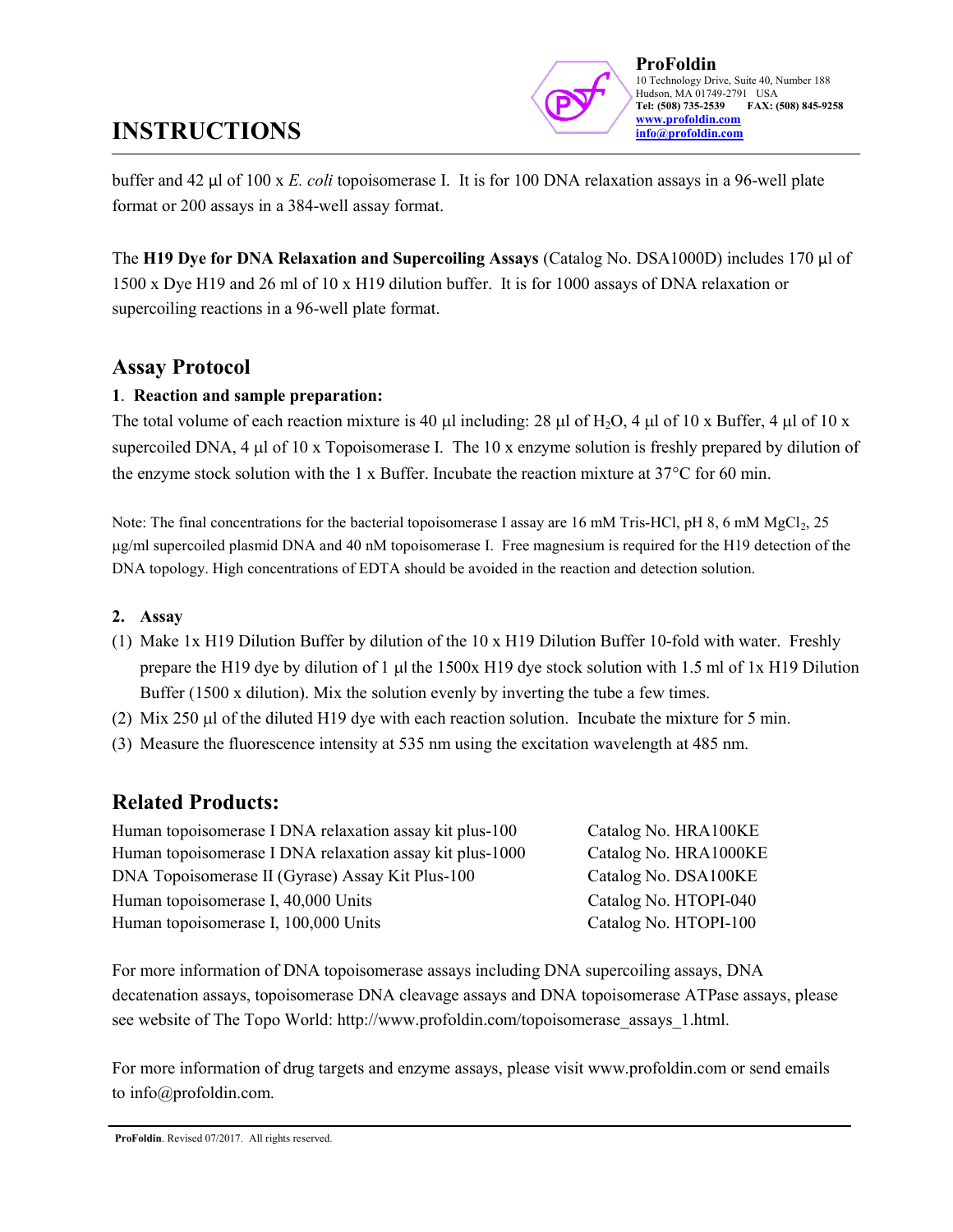buffer and 42 μl of 100 x *E. coli* topoisomerase I. It is for 100 DNA relaxation assays in a 96-well plate format or 200 assays in a 384-well assay format.

The **H19 Dye for DNA Relaxation and Supercoiling Assays** (Catalog No. DSA1000D) includes 170 μl of 1500 x Dye H19 and 26 ml of 10 x H19 dilution buffer. It is for 1000 assays of DNA relaxation or supercoiling reactions in a 96-well plate format.

## Assay Protocol

**1. Reaction and sample preparation:**

The total volume of each reaction mixture is 40 μl including: 28 μl of $H_2O$, 4 μl of 10 x Buffer, 4 μl of 10 x supercoiled DNA, 4 μl of 10 x Topoisomerase I. The 10 x enzyme solution is freshly prepared by dilution of the enzyme stock solution with the 1 x Buffer. Incubate the reaction mixture at 37°C for 60 min.

Note: The final concentrations for the bacterial topoisomerase I assay are 16 mM Tris-HCl, pH 8, 6 mM $MgCl_2$, 25 μg/ml supercoiled plasmid DNA and 40 nM topoisomerase I. Free magnesium is required for the H19 detection of the DNA topology. High concentrations of EDTA should be avoided in the reaction and detection solution.

**2. Assay**

(1) Make 1x H19 Dilution Buffer by dilution of the 10 x H19 Dilution Buffer 10-fold with water. Freshly prepare the H19 dye by dilution of 1 μl the 1500x H19 dye stock solution with 1.5 ml of 1x H19 Dilution Buffer (1500 x dilution). Mix the solution evenly by inverting the tube a few times.

(2) Mix 250 μl of the diluted H19 dye with each reaction solution. Incubate the mixture for 5 min.

(3) Measure the fluorescence intensity at 535 nm using the excitation wavelength at 485 nm.

## Related Products:

| | |
|---|---|
| Human topoisomerase I DNA relaxation assay kit plus-100 | Catalog No. HRA100KE |
| Human topoisomerase I DNA relaxation assay kit plus-1000 | Catalog No. HRA1000KE |
| DNA Topoisomerase II (Gyrase) Assay Kit Plus-100 | Catalog No. DSA100KE |
| Human topoisomerase I, 40,000 Units | Catalog No. HTOPI-040 |
| Human topoisomerase I, 100,000 Units | Catalog No. HTOPI-100 |

For more information of DNA topoisomerase assays including DNA supercoiling assays, DNA decatenation assays, topoisomerase DNA cleavage assays and DNA topoisomerase ATPase assays, please see website of The Topo World: http://www.profoldin.com/topoisomerase_assays_1.html.

For more information of drug targets and enzyme assays, please visit www.profoldin.com or send emails to info@profoldin.com.